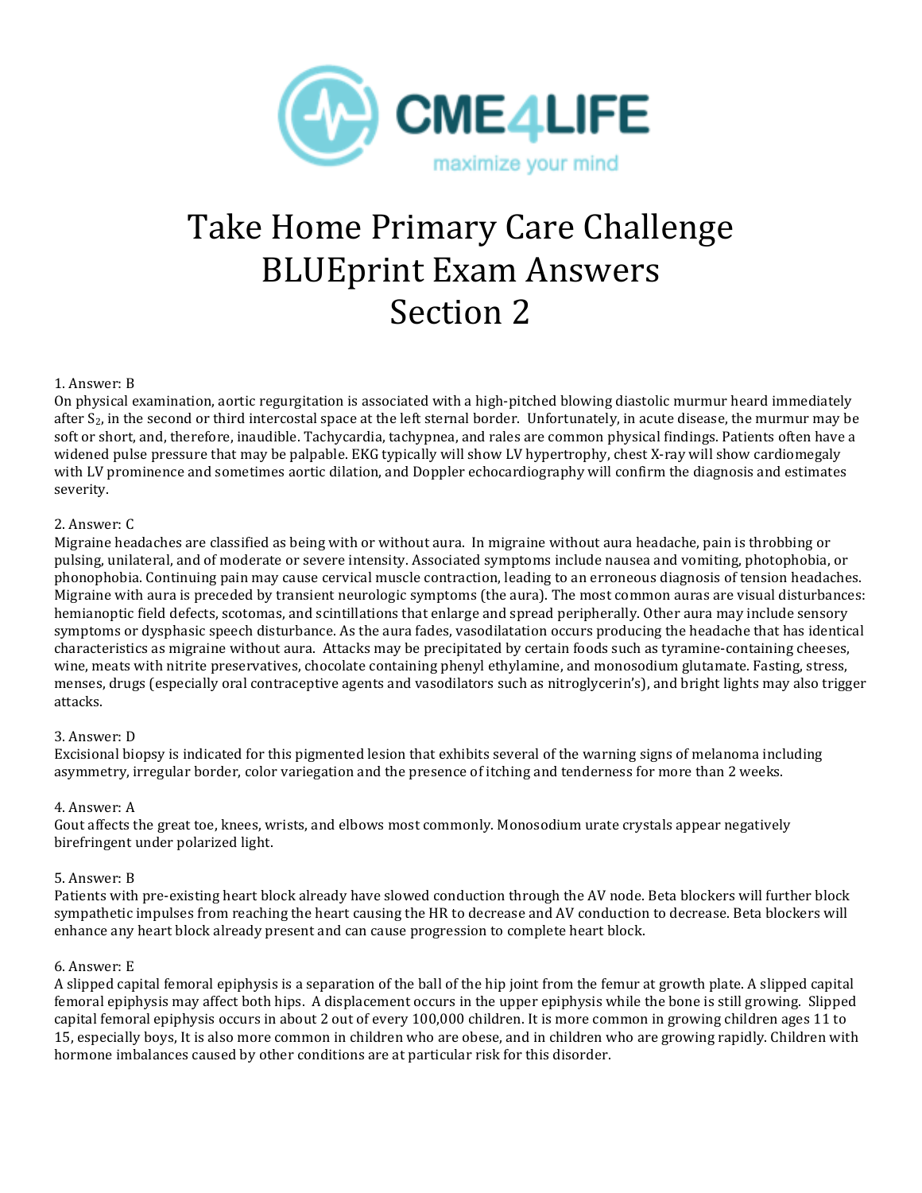# Take Home Primary Care Challenge BLUEprint Exam Answers Section 2

1. Answer: B
On physical examination, aortic regurgitation is associated with a high-pitched blowing diastolic murmur heard immediately after $S_2$, in the second or third intercostal space at the left sternal border. Unfortunately, in acute disease, the murmur may be soft or short, and, therefore, inaudible. Tachycardia, tachypnea, and rales are common physical findings. Patients often have a widened pulse pressure that may be palpable. EKG typically will show LV hypertrophy, chest X-ray will show cardiomegaly with LV prominence and sometimes aortic dilation, and Doppler echocardiography will confirm the diagnosis and estimates severity.

2. Answer: C
Migraine headaches are classified as being with or without aura. In migraine without aura headache, pain is throbbing or pulsing, unilateral, and of moderate or severe intensity. Associated symptoms include nausea and vomiting, photophobia, or phonophobia. Continuing pain may cause cervical muscle contraction, leading to an erroneous diagnosis of tension headaches. Migraine with aura is preceded by transient neurologic symptoms (the aura). The most common auras are visual disturbances: hemianoptic field defects, scotomas, and scintillations that enlarge and spread peripherally. Other aura may include sensory symptoms or dysphasic speech disturbance. As the aura fades, vasodilatation occurs producing the headache that has identical characteristics as migraine without aura. Attacks may be precipitated by certain foods such as tyramine-containing cheeses, wine, meats with nitrite preservatives, chocolate containing phenyl ethylamine, and monosodium glutamate. Fasting, stress, menses, drugs (especially oral contraceptive agents and vasodilators such as nitroglycerin's), and bright lights may also trigger attacks.

3. Answer: D
Excisional biopsy is indicated for this pigmented lesion that exhibits several of the warning signs of melanoma including asymmetry, irregular border, color variegation and the presence of itching and tenderness for more than 2 weeks.

4. Answer: A
Gout affects the great toe, knees, wrists, and elbows most commonly. Monosodium urate crystals appear negatively birefringent under polarized light.

5. Answer: B
Patients with pre-existing heart block already have slowed conduction through the AV node. Beta blockers will further block sympathetic impulses from reaching the heart causing the HR to decrease and AV conduction to decrease. Beta blockers will enhance any heart block already present and can cause progression to complete heart block.

6. Answer: E
A slipped capital femoral epiphysis is a separation of the ball of the hip joint from the femur at growth plate. A slipped capital femoral epiphysis may affect both hips. A displacement occurs in the upper epiphysis while the bone is still growing. Slipped capital femoral epiphysis occurs in about 2 out of every 100,000 children. It is more common in growing children ages 11 to 15, especially boys, It is also more common in children who are obese, and in children who are growing rapidly. Children with hormone imbalances caused by other conditions are at particular risk for this disorder.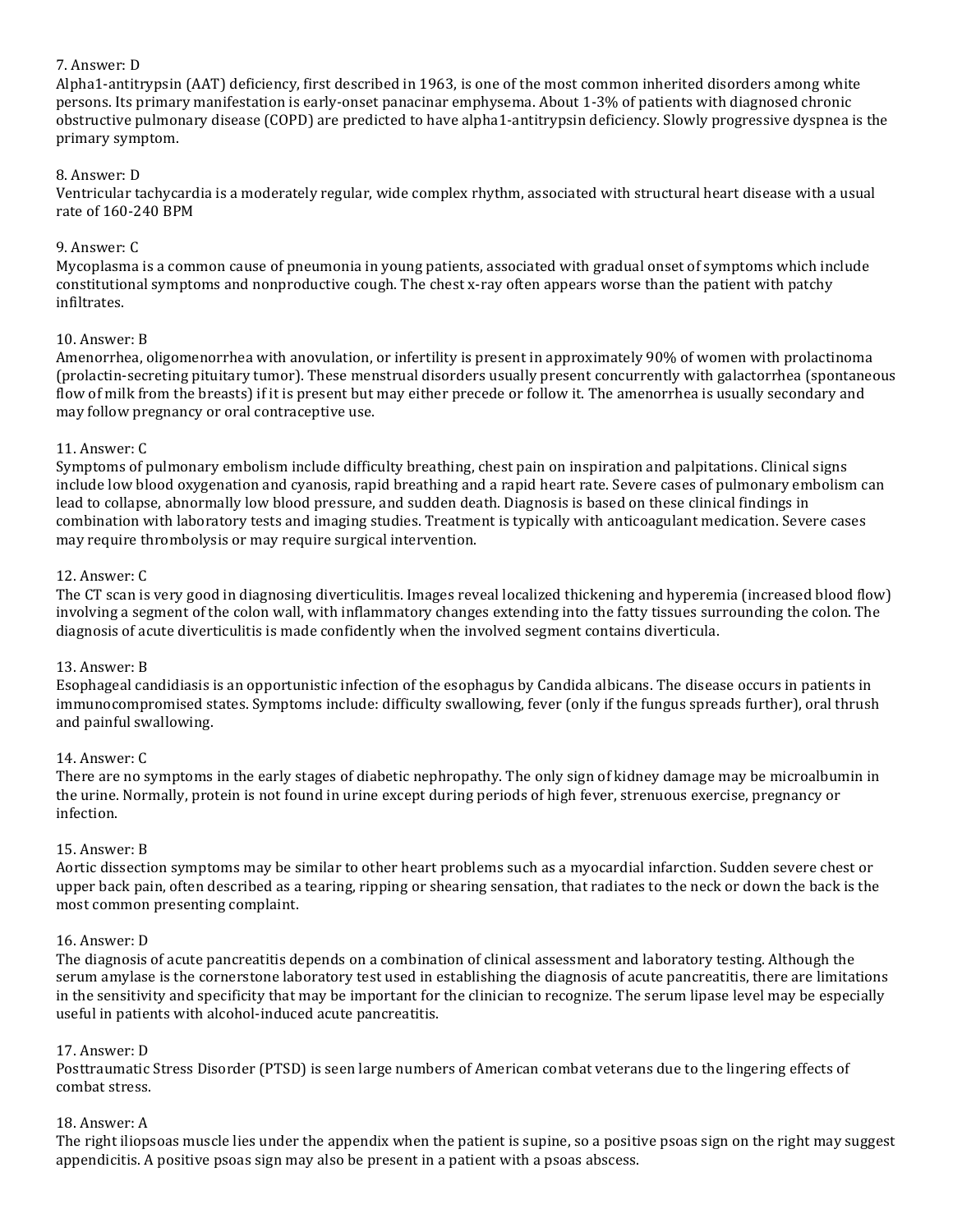7. Answer: D
Alpha1-antitrypsin (AAT) deficiency, first described in 1963, is one of the most common inherited disorders among white persons. Its primary manifestation is early-onset panacinar emphysema. About 1-3% of patients with diagnosed chronic obstructive pulmonary disease (COPD) are predicted to have alpha1-antitrypsin deficiency. Slowly progressive dyspnea is the primary symptom.

8. Answer: D
Ventricular tachycardia is a moderately regular, wide complex rhythm, associated with structural heart disease with a usual rate of 160-240 BPM

9. Answer: C
Mycoplasma is a common cause of pneumonia in young patients, associated with gradual onset of symptoms which include constitutional symptoms and nonproductive cough. The chest x-ray often appears worse than the patient with patchy infiltrates.

10. Answer: B
Amenorrhea, oligomenorrhea with anovulation, or infertility is present in approximately 90% of women with prolactinoma (prolactin-secreting pituitary tumor). These menstrual disorders usually present concurrently with galactorrhea (spontaneous flow of milk from the breasts) if it is present but may either precede or follow it. The amenorrhea is usually secondary and may follow pregnancy or oral contraceptive use.

11. Answer: C
Symptoms of pulmonary embolism include difficulty breathing, chest pain on inspiration and palpitations. Clinical signs include low blood oxygenation and cyanosis, rapid breathing and a rapid heart rate. Severe cases of pulmonary embolism can lead to collapse, abnormally low blood pressure, and sudden death. Diagnosis is based on these clinical findings in combination with laboratory tests and imaging studies. Treatment is typically with anticoagulant medication. Severe cases may require thrombolysis or may require surgical intervention.

12. Answer: C
The CT scan is very good in diagnosing diverticulitis. Images reveal localized thickening and hyperemia (increased blood flow) involving a segment of the colon wall, with inflammatory changes extending into the fatty tissues surrounding the colon. The diagnosis of acute diverticulitis is made confidently when the involved segment contains diverticula.

13. Answer: B
Esophageal candidiasis is an opportunistic infection of the esophagus by Candida albicans. The disease occurs in patients in immunocompromised states. Symptoms include: difficulty swallowing, fever (only if the fungus spreads further), oral thrush and painful swallowing.

14. Answer: C
There are no symptoms in the early stages of diabetic nephropathy. The only sign of kidney damage may be microalbumin in the urine. Normally, protein is not found in urine except during periods of high fever, strenuous exercise, pregnancy or infection.

15. Answer: B
Aortic dissection symptoms may be similar to other heart problems such as a myocardial infarction. Sudden severe chest or upper back pain, often described as a tearing, ripping or shearing sensation, that radiates to the neck or down the back is the most common presenting complaint.

16. Answer: D
The diagnosis of acute pancreatitis depends on a combination of clinical assessment and laboratory testing. Although the serum amylase is the cornerstone laboratory test used in establishing the diagnosis of acute pancreatitis, there are limitations in the sensitivity and specificity that may be important for the clinician to recognize. The serum lipase level may be especially useful in patients with alcohol-induced acute pancreatitis.

17. Answer: D
Posttraumatic Stress Disorder (PTSD) is seen large numbers of American combat veterans due to the lingering effects of combat stress.

18. Answer: A
The right iliopsoas muscle lies under the appendix when the patient is supine, so a positive psoas sign on the right may suggest appendicitis. A positive psoas sign may also be present in a patient with a psoas abscess.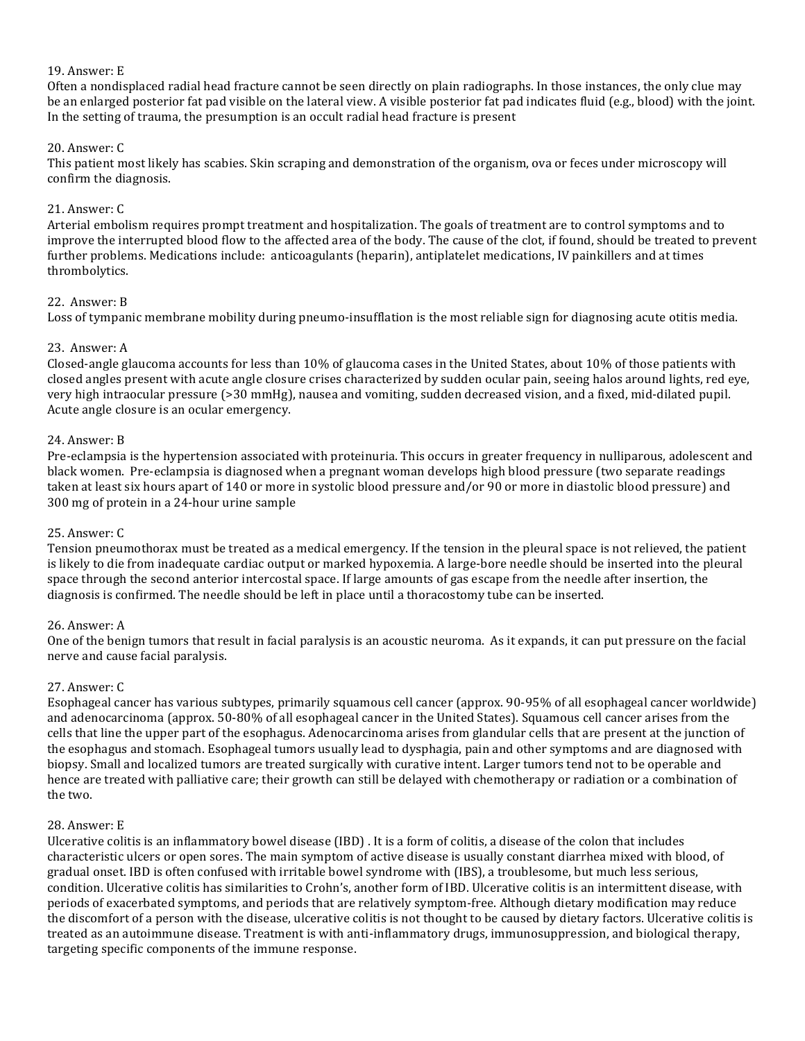19. Answer: E
Often a nondisplaced radial head fracture cannot be seen directly on plain radiographs. In those instances, the only clue may be an enlarged posterior fat pad visible on the lateral view. A visible posterior fat pad indicates fluid (e.g., blood) with the joint. In the setting of trauma, the presumption is an occult radial head fracture is present

20. Answer: C
This patient most likely has scabies. Skin scraping and demonstration of the organism, ova or feces under microscopy will confirm the diagnosis.

21. Answer: C
Arterial embolism requires prompt treatment and hospitalization. The goals of treatment are to control symptoms and to improve the interrupted blood flow to the affected area of the body. The cause of the clot, if found, should be treated to prevent further problems. Medications include: anticoagulants (heparin), antiplatelet medications, IV painkillers and at times thrombolytics.

22. Answer: B
Loss of tympanic membrane mobility during pneumo-insufflation is the most reliable sign for diagnosing acute otitis media.

23. Answer: A
Closed-angle glaucoma accounts for less than 10% of glaucoma cases in the United States, about 10% of those patients with closed angles present with acute angle closure crises characterized by sudden ocular pain, seeing halos around lights, red eye, very high intraocular pressure (>30 mmHg), nausea and vomiting, sudden decreased vision, and a fixed, mid-dilated pupil. Acute angle closure is an ocular emergency.

24. Answer: B
Pre-eclampsia is the hypertension associated with proteinuria. This occurs in greater frequency in nulliparous, adolescent and black women. Pre-eclampsia is diagnosed when a pregnant woman develops high blood pressure (two separate readings taken at least six hours apart of 140 or more in systolic blood pressure and/or 90 or more in diastolic blood pressure) and 300 mg of protein in a 24-hour urine sample

25. Answer: C
Tension pneumothorax must be treated as a medical emergency. If the tension in the pleural space is not relieved, the patient is likely to die from inadequate cardiac output or marked hypoxemia. A large-bore needle should be inserted into the pleural space through the second anterior intercostal space. If large amounts of gas escape from the needle after insertion, the diagnosis is confirmed. The needle should be left in place until a thoracostomy tube can be inserted.

26. Answer: A
One of the benign tumors that result in facial paralysis is an acoustic neuroma. As it expands, it can put pressure on the facial nerve and cause facial paralysis.

27. Answer: C
Esophageal cancer has various subtypes, primarily squamous cell cancer (approx. 90-95% of all esophageal cancer worldwide) and adenocarcinoma (approx. 50-80% of all esophageal cancer in the United States). Squamous cell cancer arises from the cells that line the upper part of the esophagus. Adenocarcinoma arises from glandular cells that are present at the junction of the esophagus and stomach. Esophageal tumors usually lead to dysphagia, pain and other symptoms and are diagnosed with biopsy. Small and localized tumors are treated surgically with curative intent. Larger tumors tend not to be operable and hence are treated with palliative care; their growth can still be delayed with chemotherapy or radiation or a combination of the two.

28. Answer: E
Ulcerative colitis is an inflammatory bowel disease (IBD) . It is a form of colitis, a disease of the colon that includes characteristic ulcers or open sores. The main symptom of active disease is usually constant diarrhea mixed with blood, of gradual onset. IBD is often confused with irritable bowel syndrome with (IBS), a troublesome, but much less serious, condition. Ulcerative colitis has similarities to Crohn's, another form of IBD. Ulcerative colitis is an intermittent disease, with periods of exacerbated symptoms, and periods that are relatively symptom-free. Although dietary modification may reduce the discomfort of a person with the disease, ulcerative colitis is not thought to be caused by dietary factors. Ulcerative colitis is treated as an autoimmune disease. Treatment is with anti-inflammatory drugs, immunosuppression, and biological therapy, targeting specific components of the immune response.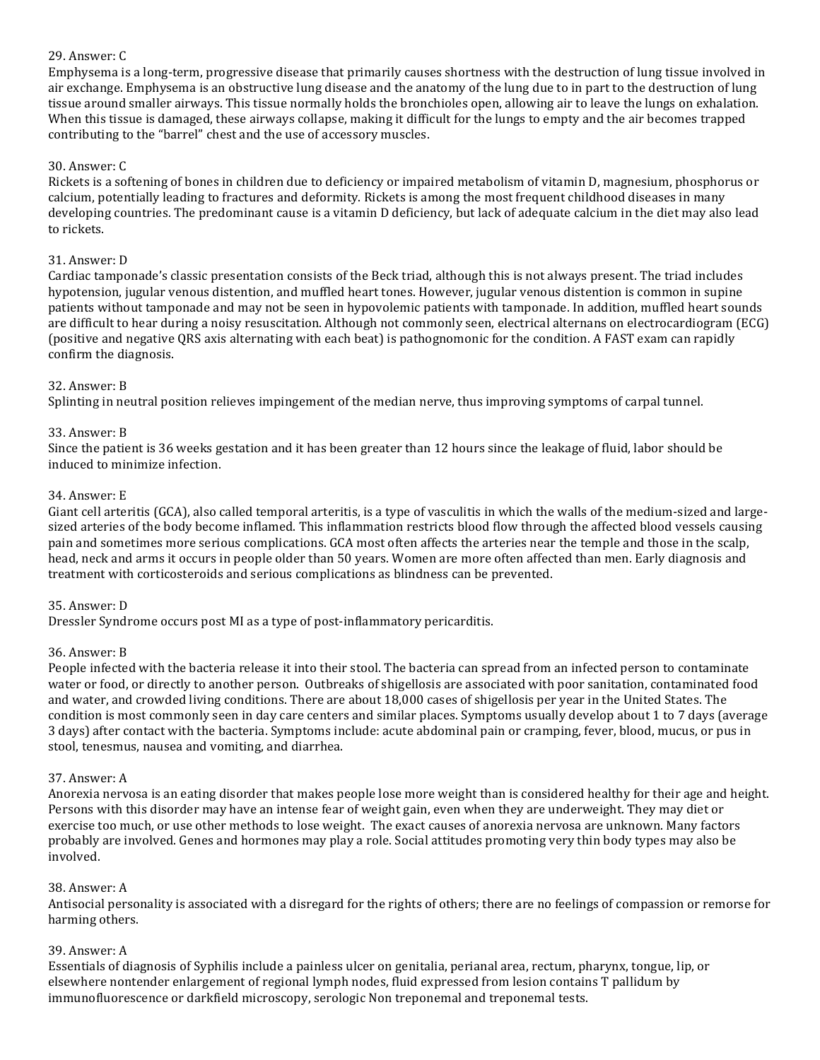29. Answer: C

Emphysema is a long-term, progressive disease that primarily causes shortness with the destruction of lung tissue involved in air exchange. Emphysema is an obstructive lung disease and the anatomy of the lung due to in part to the destruction of lung tissue around smaller airways. This tissue normally holds the bronchioles open, allowing air to leave the lungs on exhalation. When this tissue is damaged, these airways collapse, making it difficult for the lungs to empty and the air becomes trapped contributing to the "barrel" chest and the use of accessory muscles.

30. Answer: C

Rickets is a softening of bones in children due to deficiency or impaired metabolism of vitamin D, magnesium, phosphorus or calcium, potentially leading to fractures and deformity. Rickets is among the most frequent childhood diseases in many developing countries. The predominant cause is a vitamin D deficiency, but lack of adequate calcium in the diet may also lead to rickets.

31. Answer: D

Cardiac tamponade's classic presentation consists of the Beck triad, although this is not always present. The triad includes hypotension, jugular venous distention, and muffled heart tones. However, jugular venous distention is common in supine patients without tamponade and may not be seen in hypovolemic patients with tamponade. In addition, muffled heart sounds are difficult to hear during a noisy resuscitation. Although not commonly seen, electrical alternans on electrocardiogram (ECG) (positive and negative QRS axis alternating with each beat) is pathognomonic for the condition. A FAST exam can rapidly confirm the diagnosis.

32. Answer: B

Splinting in neutral position relieves impingement of the median nerve, thus improving symptoms of carpal tunnel.

33. Answer: B

Since the patient is 36 weeks gestation and it has been greater than 12 hours since the leakage of fluid, labor should be induced to minimize infection.

34. Answer: E

Giant cell arteritis (GCA), also called temporal arteritis, is a type of vasculitis in which the walls of the medium-sized and large-sized arteries of the body become inflamed. This inflammation restricts blood flow through the affected blood vessels causing pain and sometimes more serious complications. GCA most often affects the arteries near the temple and those in the scalp, head, neck and arms it occurs in people older than 50 years. Women are more often affected than men. Early diagnosis and treatment with corticosteroids and serious complications as blindness can be prevented.

35. Answer: D

Dressler Syndrome occurs post MI as a type of post-inflammatory pericarditis.

36. Answer: B

People infected with the bacteria release it into their stool. The bacteria can spread from an infected person to contaminate water or food, or directly to another person. Outbreaks of shigellosis are associated with poor sanitation, contaminated food and water, and crowded living conditions. There are about 18,000 cases of shigellosis per year in the United States. The condition is most commonly seen in day care centers and similar places. Symptoms usually develop about 1 to 7 days (average 3 days) after contact with the bacteria. Symptoms include: acute abdominal pain or cramping, fever, blood, mucus, or pus in stool, tenesmus, nausea and vomiting, and diarrhea.

37. Answer: A

Anorexia nervosa is an eating disorder that makes people lose more weight than is considered healthy for their age and height. Persons with this disorder may have an intense fear of weight gain, even when they are underweight. They may diet or exercise too much, or use other methods to lose weight. The exact causes of anorexia nervosa are unknown. Many factors probably are involved. Genes and hormones may play a role. Social attitudes promoting very thin body types may also be involved.

38. Answer: A

Antisocial personality is associated with a disregard for the rights of others; there are no feelings of compassion or remorse for harming others.

39. Answer: A

Essentials of diagnosis of Syphilis include a painless ulcer on genitalia, perianal area, rectum, pharynx, tongue, lip, or elsewhere nontender enlargement of regional lymph nodes, fluid expressed from lesion contains T pallidum by immunofluorescence or darkfield microscopy, serologic Non treponemal and treponemal tests.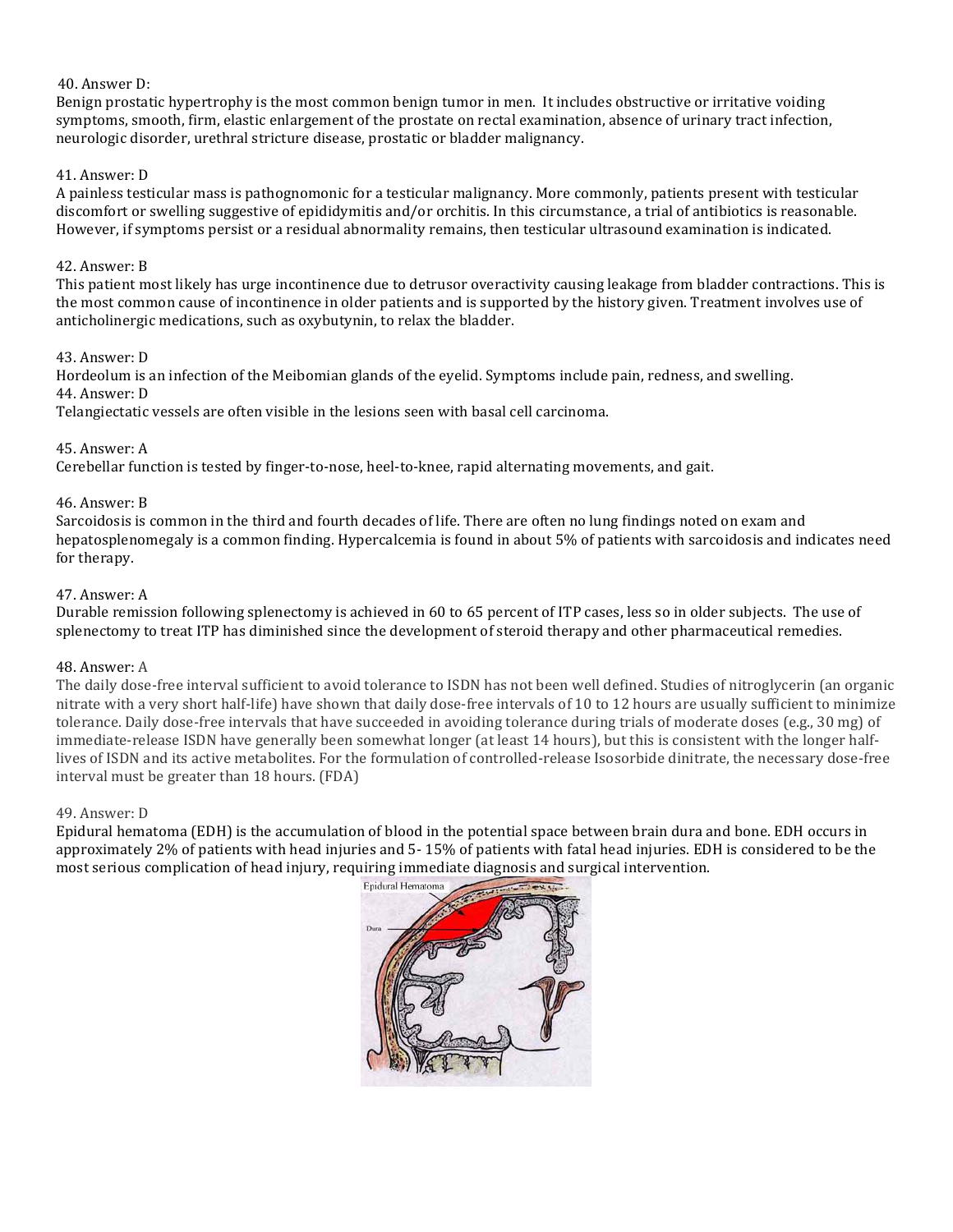40. Answer D:

Benign prostatic hypertrophy is the most common benign tumor in men. It includes obstructive or irritative voiding symptoms, smooth, firm, elastic enlargement of the prostate on rectal examination, absence of urinary tract infection, neurologic disorder, urethral stricture disease, prostatic or bladder malignancy.

41. Answer: D

A painless testicular mass is pathognomonic for a testicular malignancy. More commonly, patients present with testicular discomfort or swelling suggestive of epididymitis and/or orchitis. In this circumstance, a trial of antibiotics is reasonable. However, if symptoms persist or a residual abnormality remains, then testicular ultrasound examination is indicated.

42. Answer: B

This patient most likely has urge incontinence due to detrusor overactivity causing leakage from bladder contractions. This is the most common cause of incontinence in older patients and is supported by the history given. Treatment involves use of anticholinergic medications, such as oxybutynin, to relax the bladder.

43. Answer: D

Hordeolum is an infection of the Meibomian glands of the eyelid. Symptoms include pain, redness, and swelling.

44. Answer: D

Telangiectatic vessels are often visible in the lesions seen with basal cell carcinoma.

45. Answer: A

Cerebellar function is tested by finger-to-nose, heel-to-knee, rapid alternating movements, and gait.

46. Answer: B

Sarcoidosis is common in the third and fourth decades of life. There are often no lung findings noted on exam and hepatosplenomegaly is a common finding. Hypercalcemia is found in about 5% of patients with sarcoidosis and indicates need for therapy.

47. Answer: A

Durable remission following splenectomy is achieved in 60 to 65 percent of ITP cases, less so in older subjects. The use of splenectomy to treat ITP has diminished since the development of steroid therapy and other pharmaceutical remedies.

48. Answer: A

The daily dose-free interval sufficient to avoid tolerance to ISDN has not been well defined. Studies of nitroglycerin (an organic nitrate with a very short half-life) have shown that daily dose-free intervals of 10 to 12 hours are usually sufficient to minimize tolerance. Daily dose-free intervals that have succeeded in avoiding tolerance during trials of moderate doses (e.g., 30 mg) of immediate-release ISDN have generally been somewhat longer (at least 14 hours), but this is consistent with the longer half-lives of ISDN and its active metabolites. For the formulation of controlled-release Isosorbide dinitrate, the necessary dose-free interval must be greater than 18 hours. (FDA)

49. Answer: D

Epidural hematoma (EDH) is the accumulation of blood in the potential space between brain dura and bone. EDH occurs in approximately 2% of patients with head injuries and 5- 15% of patients with fatal head injuries. EDH is considered to be the most serious complication of head injury, requiring immediate diagnosis and surgical intervention.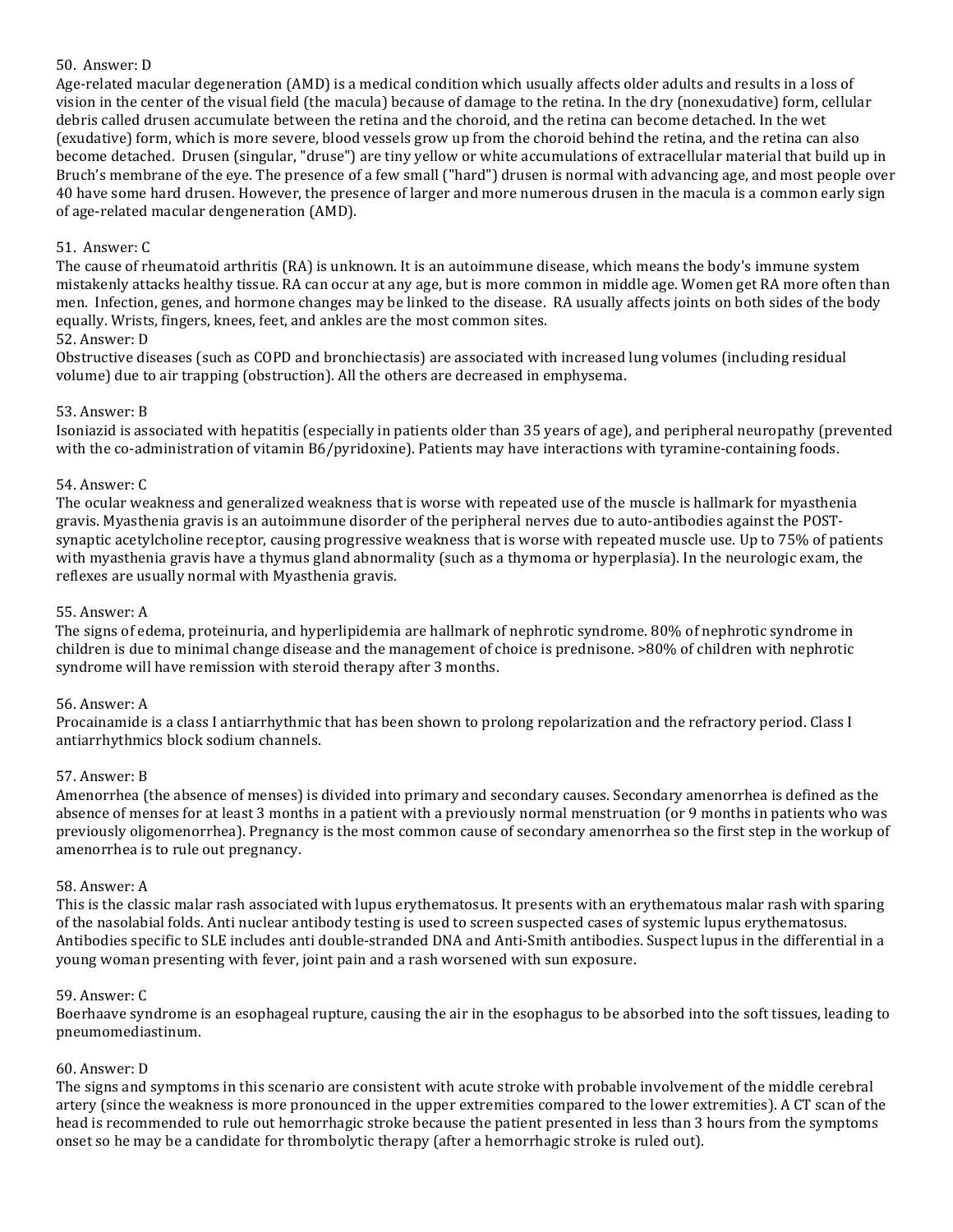50. Answer: D

Age-related macular degeneration (AMD) is a medical condition which usually affects older adults and results in a loss of vision in the center of the visual field (the macula) because of damage to the retina. In the dry (nonexudative) form, cellular debris called drusen accumulate between the retina and the choroid, and the retina can become detached. In the wet (exudative) form, which is more severe, blood vessels grow up from the choroid behind the retina, and the retina can also become detached. Drusen (singular, "druse") are tiny yellow or white accumulations of extracellular material that build up in Bruch's membrane of the eye. The presence of a few small ("hard") drusen is normal with advancing age, and most people over 40 have some hard drusen. However, the presence of larger and more numerous drusen in the macula is a common early sign of age-related macular dengeneration (AMD).

51. Answer: C

The cause of rheumatoid arthritis (RA) is unknown. It is an autoimmune disease, which means the body's immune system mistakenly attacks healthy tissue. RA can occur at any age, but is more common in middle age. Women get RA more often than men. Infection, genes, and hormone changes may be linked to the disease. RA usually affects joints on both sides of the body equally. Wrists, fingers, knees, feet, and ankles are the most common sites.

52. Answer: D

Obstructive diseases (such as COPD and bronchiectasis) are associated with increased lung volumes (including residual volume) due to air trapping (obstruction). All the others are decreased in emphysema.

53. Answer: B

Isoniazid is associated with hepatitis (especially in patients older than 35 years of age), and peripheral neuropathy (prevented with the co-administration of vitamin B6/pyridoxine). Patients may have interactions with tyramine-containing foods.

54. Answer: C

The ocular weakness and generalized weakness that is worse with repeated use of the muscle is hallmark for myasthenia gravis. Myasthenia gravis is an autoimmune disorder of the peripheral nerves due to auto-antibodies against the POST-synaptic acetylcholine receptor, causing progressive weakness that is worse with repeated muscle use. Up to 75% of patients with myasthenia gravis have a thymus gland abnormality (such as a thymoma or hyperplasia). In the neurologic exam, the reflexes are usually normal with Myasthenia gravis.

55. Answer: A

The signs of edema, proteinuria, and hyperlipidemia are hallmark of nephrotic syndrome. 80% of nephrotic syndrome in children is due to minimal change disease and the management of choice is prednisone. >80% of children with nephrotic syndrome will have remission with steroid therapy after 3 months.

56. Answer: A

Procainamide is a class I antiarrhythmic that has been shown to prolong repolarization and the refractory period. Class I antiarrhythmics block sodium channels.

57. Answer: B

Amenorrhea (the absence of menses) is divided into primary and secondary causes. Secondary amenorrhea is defined as the absence of menses for at least 3 months in a patient with a previously normal menstruation (or 9 months in patients who was previously oligomenorrhea). Pregnancy is the most common cause of secondary amenorrhea so the first step in the workup of amenorrhea is to rule out pregnancy.

58. Answer: A

This is the classic malar rash associated with lupus erythematosus. It presents with an erythematous malar rash with sparing of the nasolabial folds. Anti nuclear antibody testing is used to screen suspected cases of systemic lupus erythematosus. Antibodies specific to SLE includes anti double-stranded DNA and Anti-Smith antibodies. Suspect lupus in the differential in a young woman presenting with fever, joint pain and a rash worsened with sun exposure.

59. Answer: C

Boerhaave syndrome is an esophageal rupture, causing the air in the esophagus to be absorbed into the soft tissues, leading to pneumomediastinum.

60. Answer: D

The signs and symptoms in this scenario are consistent with acute stroke with probable involvement of the middle cerebral artery (since the weakness is more pronounced in the upper extremities compared to the lower extremities). A CT scan of the head is recommended to rule out hemorrhagic stroke because the patient presented in less than 3 hours from the symptoms onset so he may be a candidate for thrombolytic therapy (after a hemorrhagic stroke is ruled out).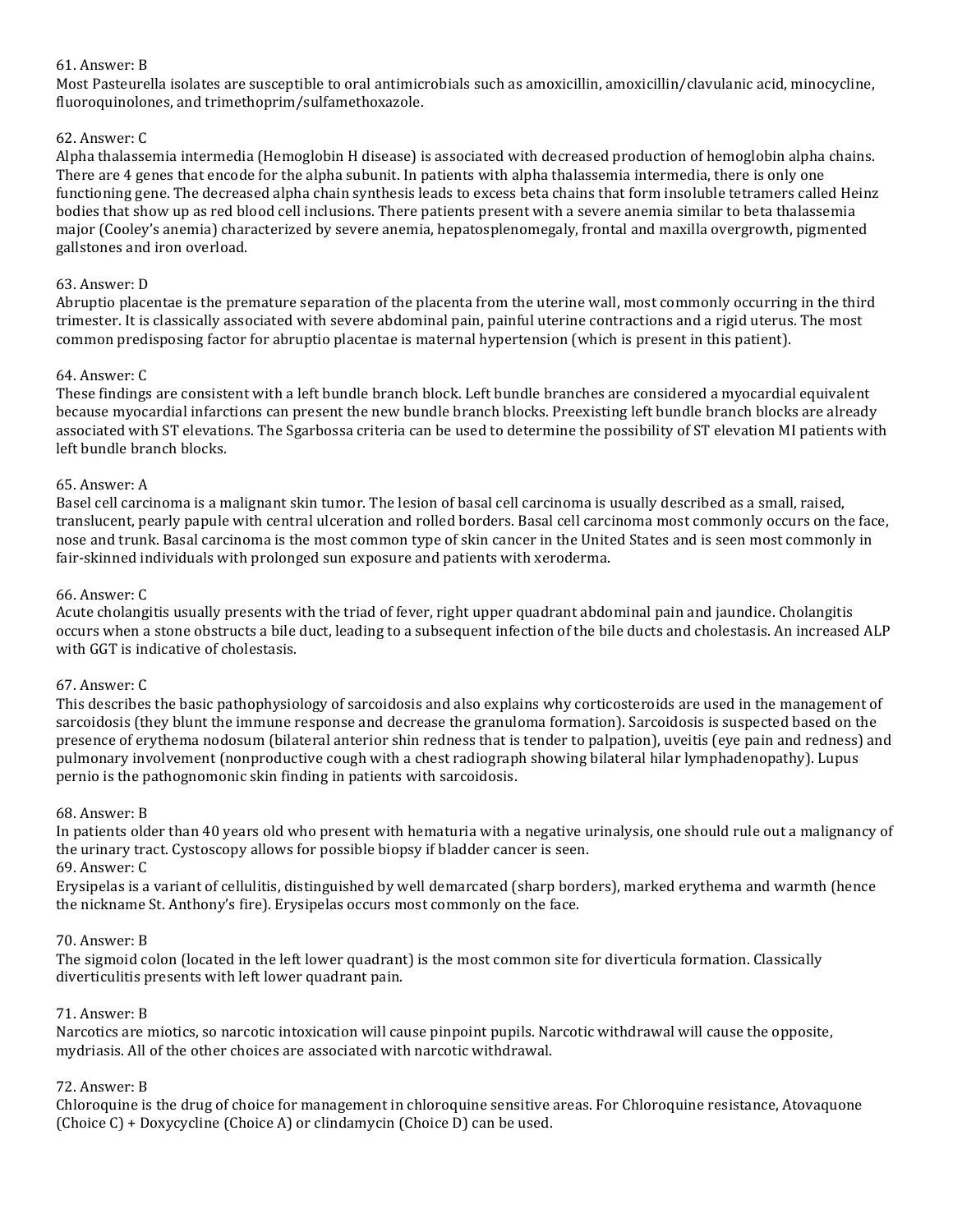61. Answer: B
Most Pasteurella isolates are susceptible to oral antimicrobials such as amoxicillin, amoxicillin/clavulanic acid, minocycline, fluoroquinolones, and trimethoprim/sulfamethoxazole.

62. Answer: C
Alpha thalassemia intermedia (Hemoglobin H disease) is associated with decreased production of hemoglobin alpha chains. There are 4 genes that encode for the alpha subunit. In patients with alpha thalassemia intermedia, there is only one functioning gene. The decreased alpha chain synthesis leads to excess beta chains that form insoluble tetramers called Heinz bodies that show up as red blood cell inclusions. There patients present with a severe anemia similar to beta thalassemia major (Cooley's anemia) characterized by severe anemia, hepatosplenomegaly, frontal and maxilla overgrowth, pigmented gallstones and iron overload.

63. Answer: D
Abruptio placentae is the premature separation of the placenta from the uterine wall, most commonly occurring in the third trimester. It is classically associated with severe abdominal pain, painful uterine contractions and a rigid uterus. The most common predisposing factor for abruptio placentae is maternal hypertension (which is present in this patient).

64. Answer: C
These findings are consistent with a left bundle branch block. Left bundle branches are considered a myocardial equivalent because myocardial infarctions can present the new bundle branch blocks. Preexisting left bundle branch blocks are already associated with ST elevations. The Sgarbossa criteria can be used to determine the possibility of ST elevation MI patients with left bundle branch blocks.

65. Answer: A
Basel cell carcinoma is a malignant skin tumor. The lesion of basal cell carcinoma is usually described as a small, raised, translucent, pearly papule with central ulceration and rolled borders. Basal cell carcinoma most commonly occurs on the face, nose and trunk. Basal carcinoma is the most common type of skin cancer in the United States and is seen most commonly in fair-skinned individuals with prolonged sun exposure and patients with xeroderma.

66. Answer: C
Acute cholangitis usually presents with the triad of fever, right upper quadrant abdominal pain and jaundice. Cholangitis occurs when a stone obstructs a bile duct, leading to a subsequent infection of the bile ducts and cholestasis. An increased ALP with GGT is indicative of cholestasis.

67. Answer: C
This describes the basic pathophysiology of sarcoidosis and also explains why corticosteroids are used in the management of sarcoidosis (they blunt the immune response and decrease the granuloma formation). Sarcoidosis is suspected based on the presence of erythema nodosum (bilateral anterior shin redness that is tender to palpation), uveitis (eye pain and redness) and pulmonary involvement (nonproductive cough with a chest radiograph showing bilateral hilar lymphadenopathy). Lupus pernio is the pathognomonic skin finding in patients with sarcoidosis.

68. Answer: B
In patients older than 40 years old who present with hematuria with a negative urinalysis, one should rule out a malignancy of the urinary tract. Cystoscopy allows for possible biopsy if bladder cancer is seen.

69. Answer: C
Erysipelas is a variant of cellulitis, distinguished by well demarcated (sharp borders), marked erythema and warmth (hence the nickname St. Anthony's fire). Erysipelas occurs most commonly on the face.

70. Answer: B
The sigmoid colon (located in the left lower quadrant) is the most common site for diverticula formation. Classically diverticulitis presents with left lower quadrant pain.

71. Answer: B
Narcotics are miotics, so narcotic intoxication will cause pinpoint pupils. Narcotic withdrawal will cause the opposite, mydriasis. All of the other choices are associated with narcotic withdrawal.

72. Answer: B
Chloroquine is the drug of choice for management in chloroquine sensitive areas. For Chloroquine resistance, Atovaquone (Choice C) + Doxycycline (Choice A) or clindamycin (Choice D) can be used.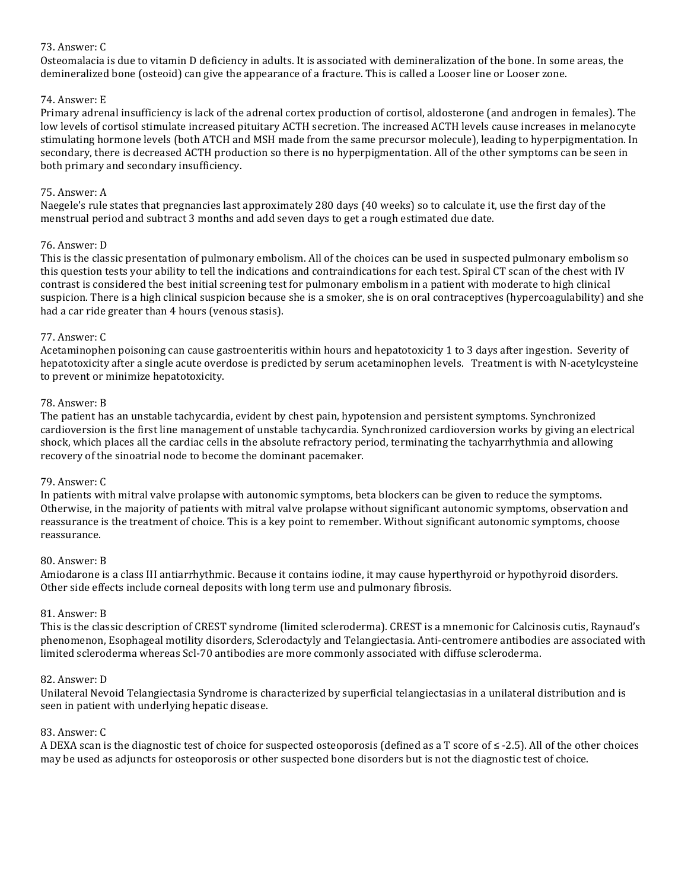73. Answer: C

Osteomalacia is due to vitamin D deficiency in adults. It is associated with demineralization of the bone. In some areas, the demineralized bone (osteoid) can give the appearance of a fracture. This is called a Looser line or Looser zone.

74. Answer: E

Primary adrenal insufficiency is lack of the adrenal cortex production of cortisol, aldosterone (and androgen in females). The low levels of cortisol stimulate increased pituitary ACTH secretion. The increased ACTH levels cause increases in melanocyte stimulating hormone levels (both ATCH and MSH made from the same precursor molecule), leading to hyperpigmentation. In secondary, there is decreased ACTH production so there is no hyperpigmentation. All of the other symptoms can be seen in both primary and secondary insufficiency.

75. Answer: A

Naegele's rule states that pregnancies last approximately 280 days (40 weeks) so to calculate it, use the first day of the menstrual period and subtract 3 months and add seven days to get a rough estimated due date.

76. Answer: D

This is the classic presentation of pulmonary embolism. All of the choices can be used in suspected pulmonary embolism so this question tests your ability to tell the indications and contraindications for each test. Spiral CT scan of the chest with IV contrast is considered the best initial screening test for pulmonary embolism in a patient with moderate to high clinical suspicion. There is a high clinical suspicion because she is a smoker, she is on oral contraceptives (hypercoagulability) and she had a car ride greater than 4 hours (venous stasis).

77. Answer: C

Acetaminophen poisoning can cause gastroenteritis within hours and hepatotoxicity 1 to 3 days after ingestion. Severity of hepatotoxicity after a single acute overdose is predicted by serum acetaminophen levels. Treatment is with N-acetylcysteine to prevent or minimize hepatotoxicity.

78. Answer: B

The patient has an unstable tachycardia, evident by chest pain, hypotension and persistent symptoms. Synchronized cardioversion is the first line management of unstable tachycardia. Synchronized cardioversion works by giving an electrical shock, which places all the cardiac cells in the absolute refractory period, terminating the tachyarrhythmia and allowing recovery of the sinoatrial node to become the dominant pacemaker.

79. Answer: C

In patients with mitral valve prolapse with autonomic symptoms, beta blockers can be given to reduce the symptoms. Otherwise, in the majority of patients with mitral valve prolapse without significant autonomic symptoms, observation and reassurance is the treatment of choice. This is a key point to remember. Without significant autonomic symptoms, choose reassurance.

80. Answer: B

Amiodarone is a class III antiarrhythmic. Because it contains iodine, it may cause hyperthyroid or hypothyroid disorders. Other side effects include corneal deposits with long term use and pulmonary fibrosis.

81. Answer: B

This is the classic description of CREST syndrome (limited scleroderma). CREST is a mnemonic for Calcinosis cutis, Raynaud's phenomenon, Esophageal motility disorders, Sclerodactyly and Telangiectasia. Anti-centromere antibodies are associated with limited scleroderma whereas Scl-70 antibodies are more commonly associated with diffuse scleroderma.

82. Answer: D

Unilateral Nevoid Telangiectasia Syndrome is characterized by superficial telangiectasias in a unilateral distribution and is seen in patient with underlying hepatic disease.

83. Answer: C

A DEXA scan is the diagnostic test of choice for suspected osteoporosis (defined as a T score of $\leq$ -2.5). All of the other choices may be used as adjuncts for osteoporosis or other suspected bone disorders but is not the diagnostic test of choice.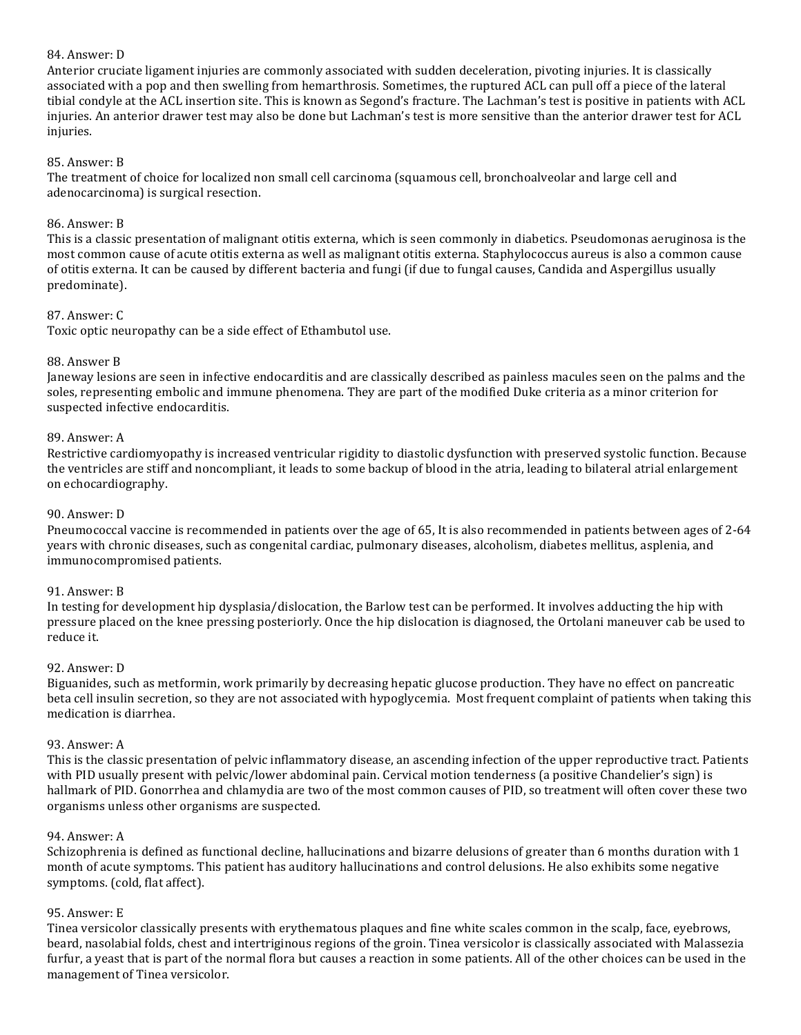84. Answer: D

Anterior cruciate ligament injuries are commonly associated with sudden deceleration, pivoting injuries. It is classically associated with a pop and then swelling from hemarthrosis. Sometimes, the ruptured ACL can pull off a piece of the lateral tibial condyle at the ACL insertion site. This is known as Segond's fracture. The Lachman's test is positive in patients with ACL injuries. An anterior drawer test may also be done but Lachman's test is more sensitive than the anterior drawer test for ACL injuries.

85. Answer: B

The treatment of choice for localized non small cell carcinoma (squamous cell, bronchoalveolar and large cell and adenocarcinoma) is surgical resection.

86. Answer: B

This is a classic presentation of malignant otitis externa, which is seen commonly in diabetics. Pseudomonas aeruginosa is the most common cause of acute otitis externa as well as malignant otitis externa. Staphylococcus aureus is also a common cause of otitis externa. It can be caused by different bacteria and fungi (if due to fungal causes, Candida and Aspergillus usually predominate).

87. Answer: C

Toxic optic neuropathy can be a side effect of Ethambutol use.

88. Answer B

Janeway lesions are seen in infective endocarditis and are classically described as painless macules seen on the palms and the soles, representing embolic and immune phenomena. They are part of the modified Duke criteria as a minor criterion for suspected infective endocarditis.

89. Answer: A

Restrictive cardiomyopathy is increased ventricular rigidity to diastolic dysfunction with preserved systolic function. Because the ventricles are stiff and noncompliant, it leads to some backup of blood in the atria, leading to bilateral atrial enlargement on echocardiography.

90. Answer: D

Pneumococcal vaccine is recommended in patients over the age of 65, It is also recommended in patients between ages of 2-64 years with chronic diseases, such as congenital cardiac, pulmonary diseases, alcoholism, diabetes mellitus, asplenia, and immunocompromised patients.

91. Answer: B

In testing for development hip dysplasia/dislocation, the Barlow test can be performed. It involves adducting the hip with pressure placed on the knee pressing posteriorly. Once the hip dislocation is diagnosed, the Ortolani maneuver cab be used to reduce it.

92. Answer: D

Biguanides, such as metformin, work primarily by decreasing hepatic glucose production. They have no effect on pancreatic beta cell insulin secretion, so they are not associated with hypoglycemia. Most frequent complaint of patients when taking this medication is diarrhea.

93. Answer: A

This is the classic presentation of pelvic inflammatory disease, an ascending infection of the upper reproductive tract. Patients with PID usually present with pelvic/lower abdominal pain. Cervical motion tenderness (a positive Chandelier's sign) is hallmark of PID. Gonorrhea and chlamydia are two of the most common causes of PID, so treatment will often cover these two organisms unless other organisms are suspected.

94. Answer: A

Schizophrenia is defined as functional decline, hallucinations and bizarre delusions of greater than 6 months duration with 1 month of acute symptoms. This patient has auditory hallucinations and control delusions. He also exhibits some negative symptoms. (cold, flat affect).

95. Answer: E

Tinea versicolor classically presents with erythematous plaques and fine white scales common in the scalp, face, eyebrows, beard, nasolabial folds, chest and intertriginous regions of the groin. Tinea versicolor is classically associated with Malassezia furfur, a yeast that is part of the normal flora but causes a reaction in some patients. All of the other choices can be used in the management of Tinea versicolor.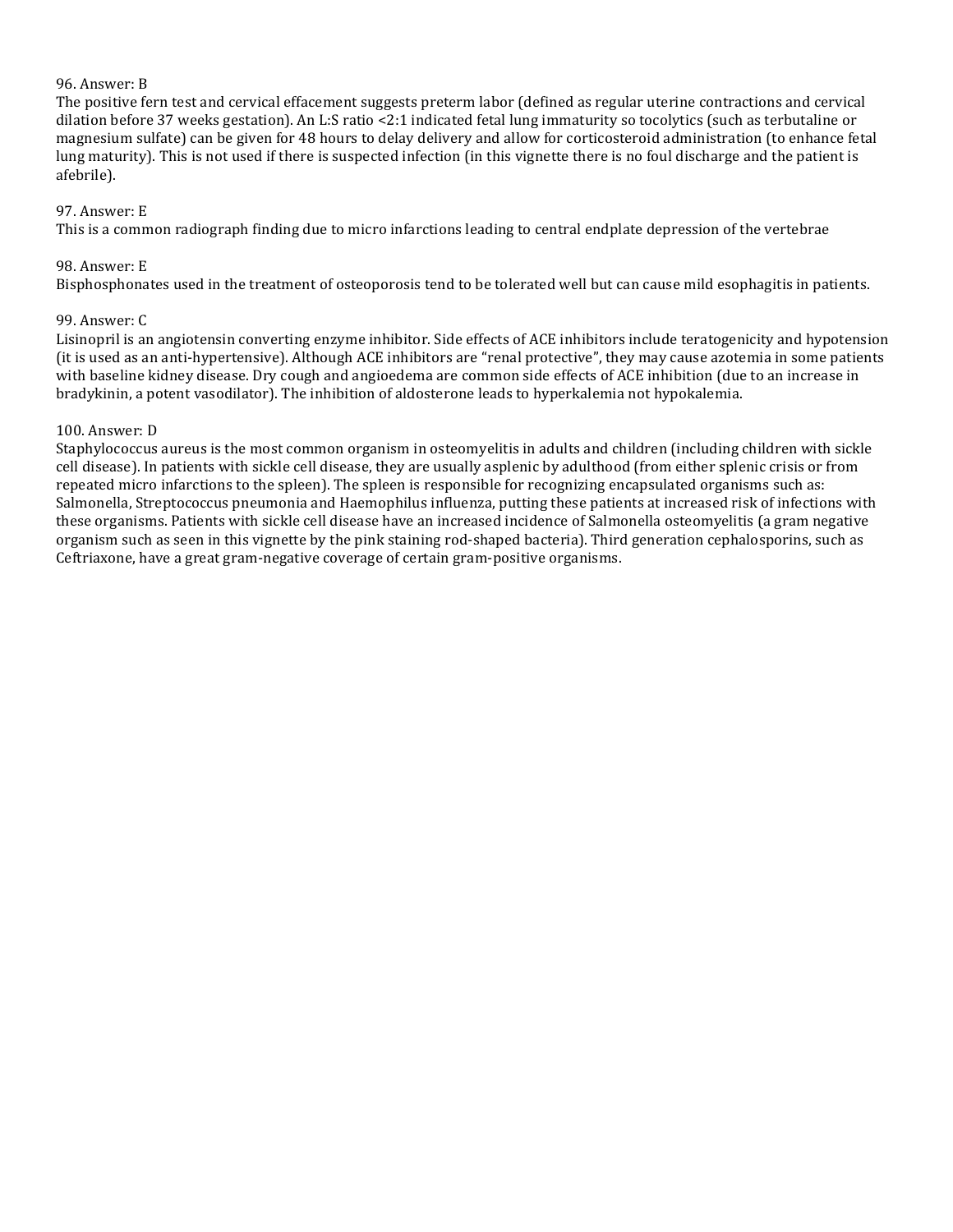96. Answer: B

The positive fern test and cervical effacement suggests preterm labor (defined as regular uterine contractions and cervical dilation before 37 weeks gestation). An L:S ratio <2:1 indicated fetal lung immaturity so tocolytics (such as terbutaline or magnesium sulfate) can be given for 48 hours to delay delivery and allow for corticosteroid administration (to enhance fetal lung maturity). This is not used if there is suspected infection (in this vignette there is no foul discharge and the patient is afebrile).

97. Answer: E

This is a common radiograph finding due to micro infarctions leading to central endplate depression of the vertebrae

98. Answer: E

Bisphosphonates used in the treatment of osteoporosis tend to be tolerated well but can cause mild esophagitis in patients.

99. Answer: C

Lisinopril is an angiotensin converting enzyme inhibitor. Side effects of ACE inhibitors include teratogenicity and hypotension (it is used as an anti-hypertensive). Although ACE inhibitors are "renal protective", they may cause azotemia in some patients with baseline kidney disease. Dry cough and angioedema are common side effects of ACE inhibition (due to an increase in bradykinin, a potent vasodilator). The inhibition of aldosterone leads to hyperkalemia not hypokalemia.

100. Answer: D

Staphylococcus aureus is the most common organism in osteomyelitis in adults and children (including children with sickle cell disease). In patients with sickle cell disease, they are usually asplenic by adulthood (from either splenic crisis or from repeated micro infarctions to the spleen). The spleen is responsible for recognizing encapsulated organisms such as: Salmonella, Streptococcus pneumonia and Haemophilus influenza, putting these patients at increased risk of infections with these organisms. Patients with sickle cell disease have an increased incidence of Salmonella osteomyelitis (a gram negative organism such as seen in this vignette by the pink staining rod-shaped bacteria). Third generation cephalosporins, such as Ceftriaxone, have a great gram-negative coverage of certain gram-positive organisms.